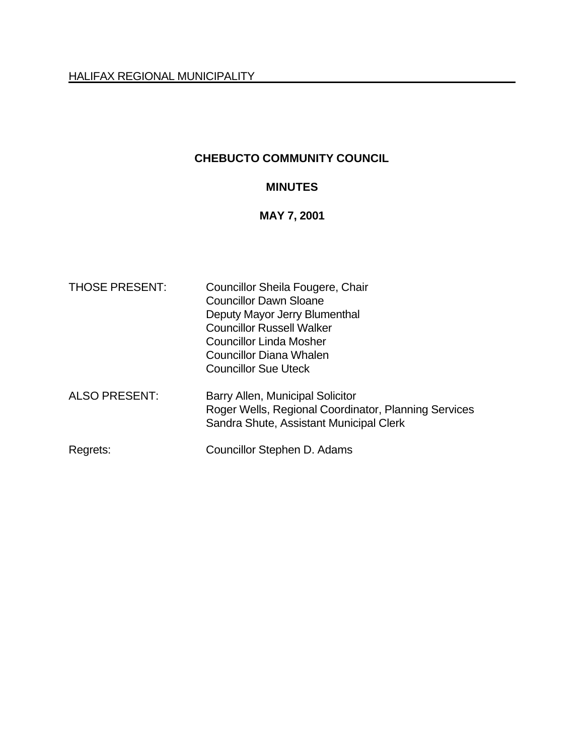HALIFAX REGIONAL MUNICIPALITY

# CHEBUCTO COMMUNITY COUNCIL

## MINUTES

## MAY 7, 2001

| | |
|---|---|
| THOSE PRESENT: | Councillor Sheila Fougere, Chair<br>Councillor Dawn Sloane<br>Deputy Mayor Jerry Blumenthal<br>Councillor Russell Walker<br>Councillor Linda Mosher<br>Councillor Diana Whalen<br>Councillor Sue Uteck |
| ALSO PRESENT: | Barry Allen, Municipal Solicitor<br>Roger Wells, Regional Coordinator, Planning Services<br>Sandra Shute, Assistant Municipal Clerk |
| Regrets: | Councillor Stephen D. Adams |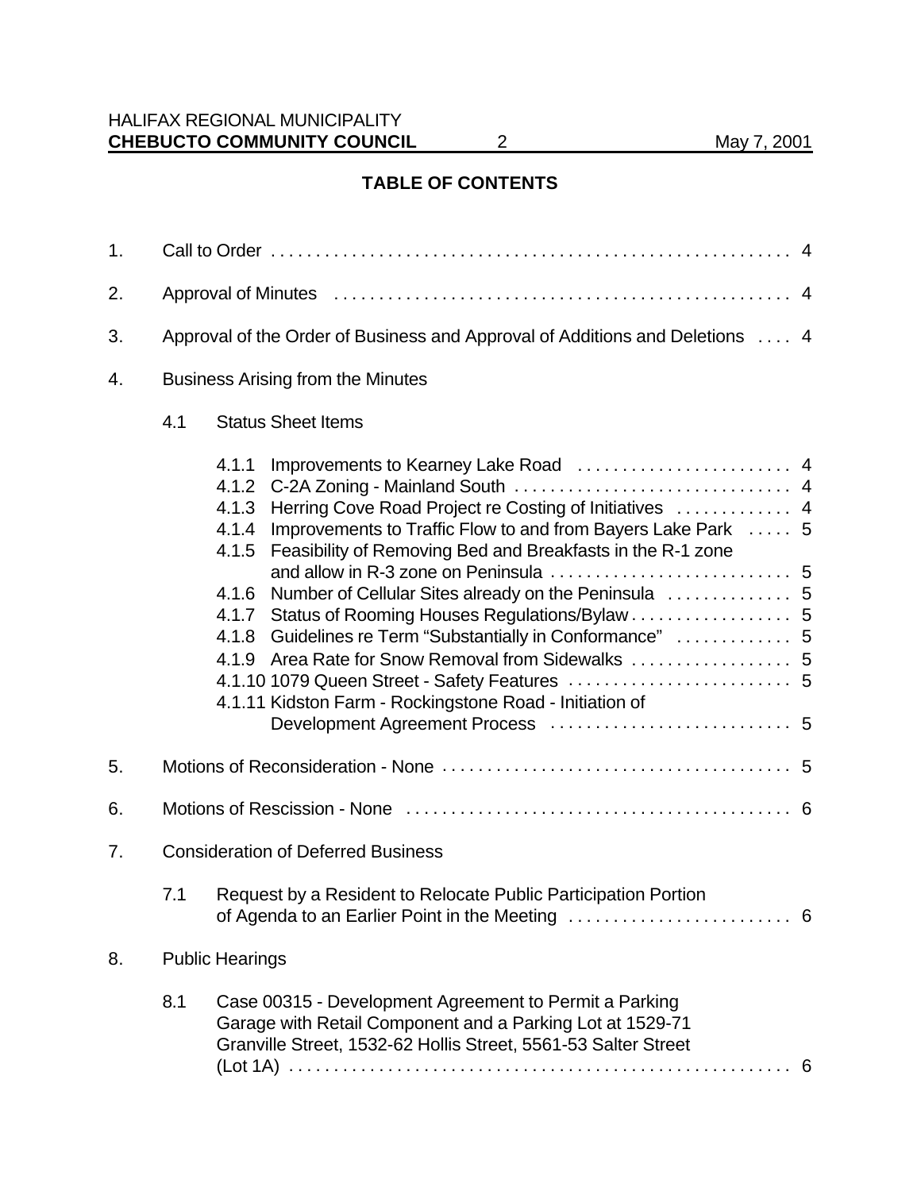## TABLE OF CONTENTS

1. Call to Order . . . . . . . . . . . . . . . . . . . . . . . . . . . . . . . . . . . . . . . . . . . . . . . . . . . . . . . . . 4

2. Approval of Minutes . . . . . . . . . . . . . . . . . . . . . . . . . . . . . . . . . . . . . . . . . . . . . . . . . . . 4

3. Approval of the Order of Business and Approval of Additions and Deletions . . . . 4

4. Business Arising from the Minutes

    4.1 Status Sheet Items

        4.1.1 Improvements to Kearney Lake Road . . . . . . . . . . . . . . . . . . . . . . . . 4
        4.1.2 C-2A Zoning - Mainland South . . . . . . . . . . . . . . . . . . . . . . . . . . . . . . . 4
        4.1.3 Herring Cove Road Project re Costing of Initiatives . . . . . . . . . . . . . 4
        4.1.4 Improvements to Traffic Flow to and from Bayers Lake Park . . . . . 5
        4.1.5 Feasibility of Removing Bed and Breakfasts in the R-1 zone and allow in R-3 zone on Peninsula . . . . . . . . . . . . . . . . . . . . . . . . . . . 5
        4.1.6 Number of Cellular Sites already on the Peninsula . . . . . . . . . . . . . . 5
        4.1.7 Status of Rooming Houses Regulations/Bylaw . . . . . . . . . . . . . . . . . . 5
        4.1.8 Guidelines re Term "Substantially in Conformance" . . . . . . . . . . . . . 5
        4.1.9 Area Rate for Snow Removal from Sidewalks . . . . . . . . . . . . . . . . . . 5
        4.1.10 1079 Queen Street - Safety Features . . . . . . . . . . . . . . . . . . . . . . . . . 5
        4.1.11 Kidston Farm - Rockingstone Road - Initiation of Development Agreement Process . . . . . . . . . . . . . . . . . . . . . . . . . . . 5

5. Motions of Reconsideration - None . . . . . . . . . . . . . . . . . . . . . . . . . . . . . . . . . . . . . . . 5

6. Motions of Rescission - None . . . . . . . . . . . . . . . . . . . . . . . . . . . . . . . . . . . . . . . . . . . 6

7. Consideration of Deferred Business

    7.1 Request by a Resident to Relocate Public Participation Portion of Agenda to an Earlier Point in the Meeting . . . . . . . . . . . . . . . . . . . . . . . . . 6

8. Public Hearings

    8.1 Case 00315 - Development Agreement to Permit a Parking Garage with Retail Component and a Parking Lot at 1529-71 Granville Street, 1532-62 Hollis Street, 5561-53 Salter Street (Lot 1A) . . . . . . . . . . . . . . . . . . . . . . . . . . . . . . . . . . . . . . . . . . . . . . . . . . . . . . . . . 6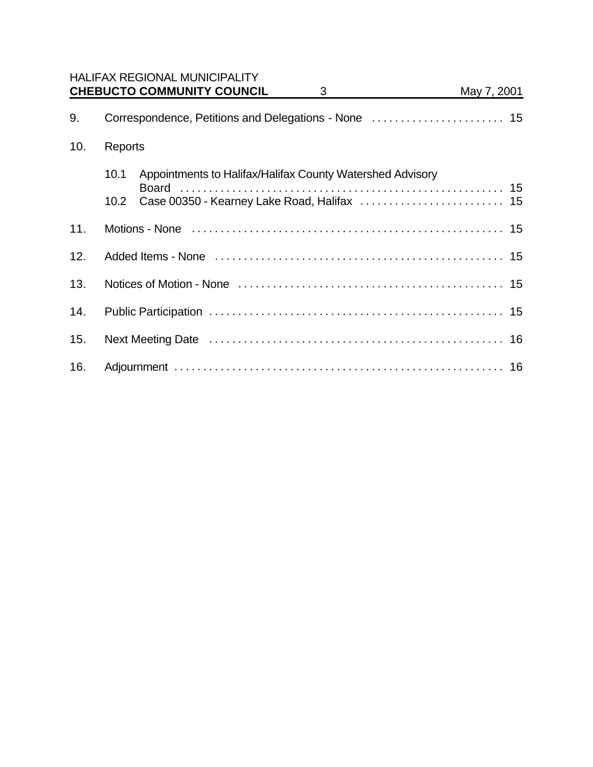9. Correspondence, Petitions and Delegations - None . . . . . . . . . . . . . . . . . . . . . . . 15

10. Reports

    10.1 Appointments to Halifax/Halifax County Watershed Advisory Board . . . . . . . . . . . . . . . . . . . . . . . . . . . . . . . . . . . . . . . . . . . . . . . . . . . . . . . . 15

    10.2 Case 00350 - Kearney Lake Road, Halifax . . . . . . . . . . . . . . . . . . . . . . . . . 15

11. Motions - None . . . . . . . . . . . . . . . . . . . . . . . . . . . . . . . . . . . . . . . . . . . . . . . . . . . . . . 15

12. Added Items - None . . . . . . . . . . . . . . . . . . . . . . . . . . . . . . . . . . . . . . . . . . . . . . . . . . 15

13. Notices of Motion - None . . . . . . . . . . . . . . . . . . . . . . . . . . . . . . . . . . . . . . . . . . . . . . 15

14. Public Participation . . . . . . . . . . . . . . . . . . . . . . . . . . . . . . . . . . . . . . . . . . . . . . . . . . . 15

15. Next Meeting Date . . . . . . . . . . . . . . . . . . . . . . . . . . . . . . . . . . . . . . . . . . . . . . . . . . . 16

16. Adjournment . . . . . . . . . . . . . . . . . . . . . . . . . . . . . . . . . . . . . . . . . . . . . . . . . . . . . . . . . 16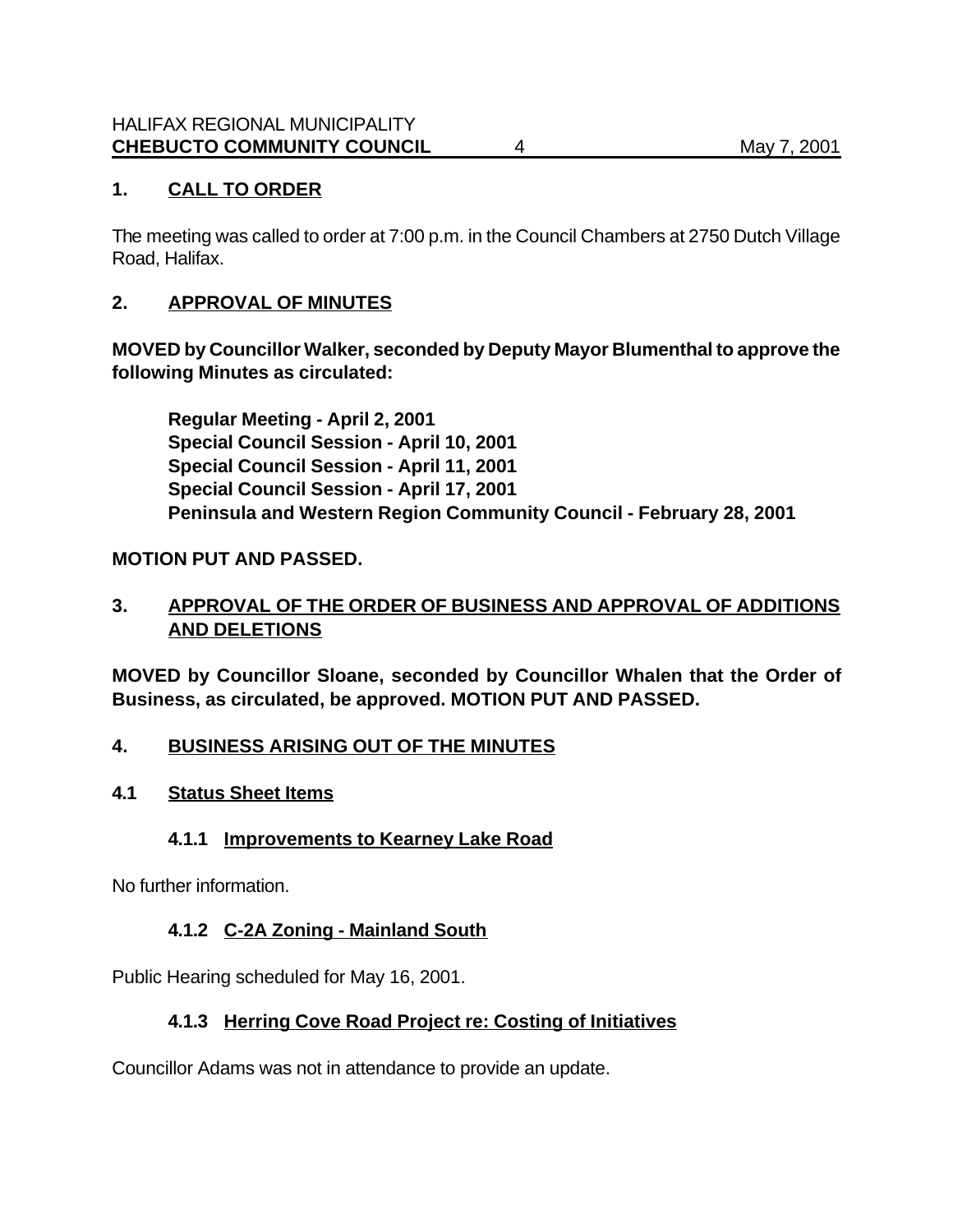## 1. CALL TO ORDER

The meeting was called to order at 7:00 p.m. in the Council Chambers at 2750 Dutch Village Road, Halifax.

## 2. APPROVAL OF MINUTES

**MOVED by Councillor Walker, seconded by Deputy Mayor Blumenthal to approve the following Minutes as circulated:**

> **Regular Meeting - April 2, 2001**
> **Special Council Session - April 10, 2001**
> **Special Council Session - April 11, 2001**
> **Special Council Session - April 17, 2001**
> **Peninsula and Western Region Community Council - February 28, 2001**

**MOTION PUT AND PASSED.**

## 3. APPROVAL OF THE ORDER OF BUSINESS AND APPROVAL OF ADDITIONS AND DELETIONS

**MOVED by Councillor Sloane, seconded by Councillor Whalen that the Order of Business, as circulated, be approved. MOTION PUT AND PASSED.**

## 4. BUSINESS ARISING OUT OF THE MINUTES

### 4.1 Status Sheet Items

#### 4.1.1 Improvements to Kearney Lake Road

No further information.

#### 4.1.2 C-2A Zoning - Mainland South

Public Hearing scheduled for May 16, 2001.

#### 4.1.3 Herring Cove Road Project re: Costing of Initiatives

Councillor Adams was not in attendance to provide an update.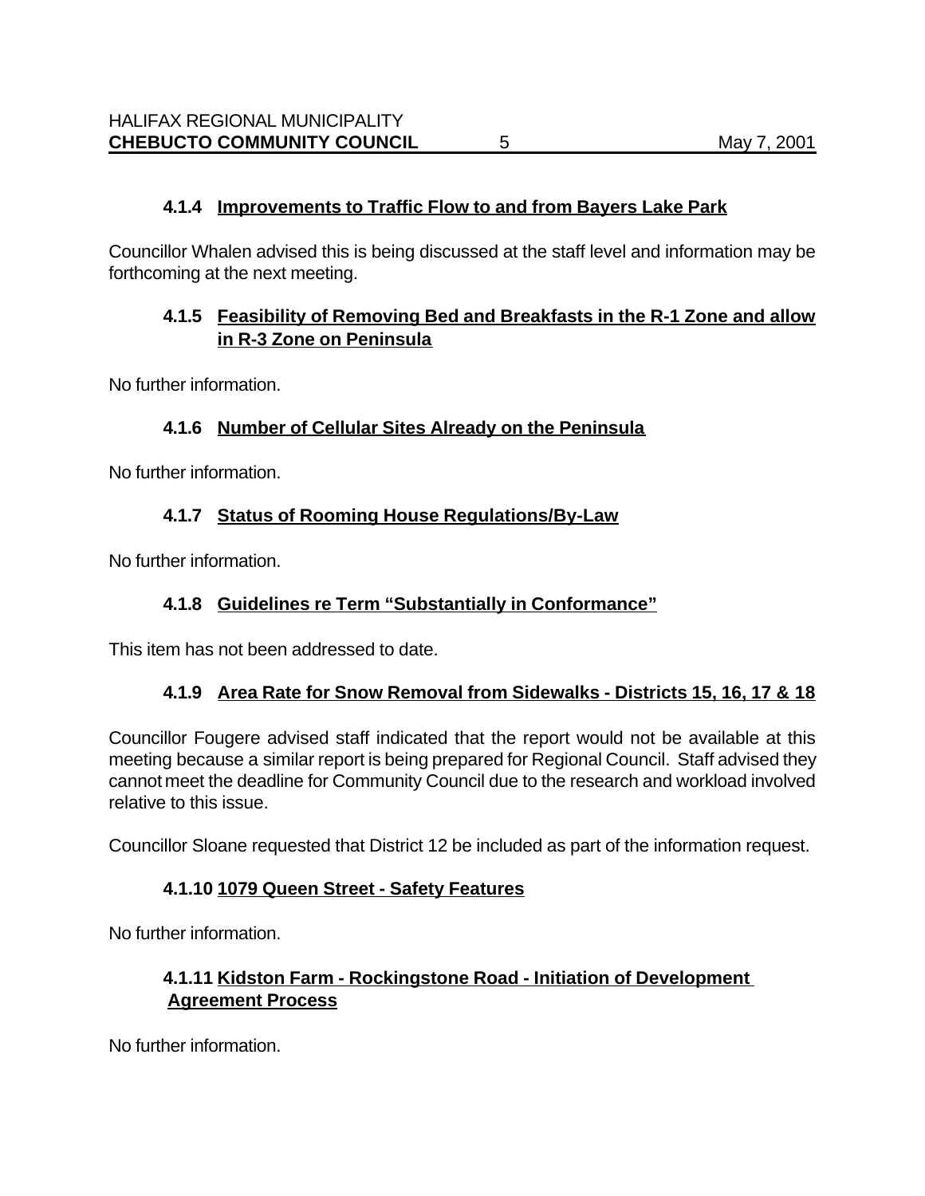### 4.1.4 Improvements to Traffic Flow to and from Bayers Lake Park

Councillor Whalen advised this is being discussed at the staff level and information may be forthcoming at the next meeting.

### 4.1.5 Feasibility of Removing Bed and Breakfasts in the R-1 Zone and allow in R-3 Zone on Peninsula

No further information.

### 4.1.6 Number of Cellular Sites Already on the Peninsula

No further information.

### 4.1.7 Status of Rooming House Regulations/By-Law

No further information.

### 4.1.8 Guidelines re Term "Substantially in Conformance"

This item has not been addressed to date.

### 4.1.9 Area Rate for Snow Removal from Sidewalks - Districts 15, 16, 17 & 18

Councillor Fougere advised staff indicated that the report would not be available at this meeting because a similar report is being prepared for Regional Council. Staff advised they cannot meet the deadline for Community Council due to the research and workload involved relative to this issue.

Councillor Sloane requested that District 12 be included as part of the information request.

### 4.1.10 1079 Queen Street - Safety Features

No further information.

### 4.1.11 Kidston Farm - Rockingstone Road - Initiation of Development Agreement Process

No further information.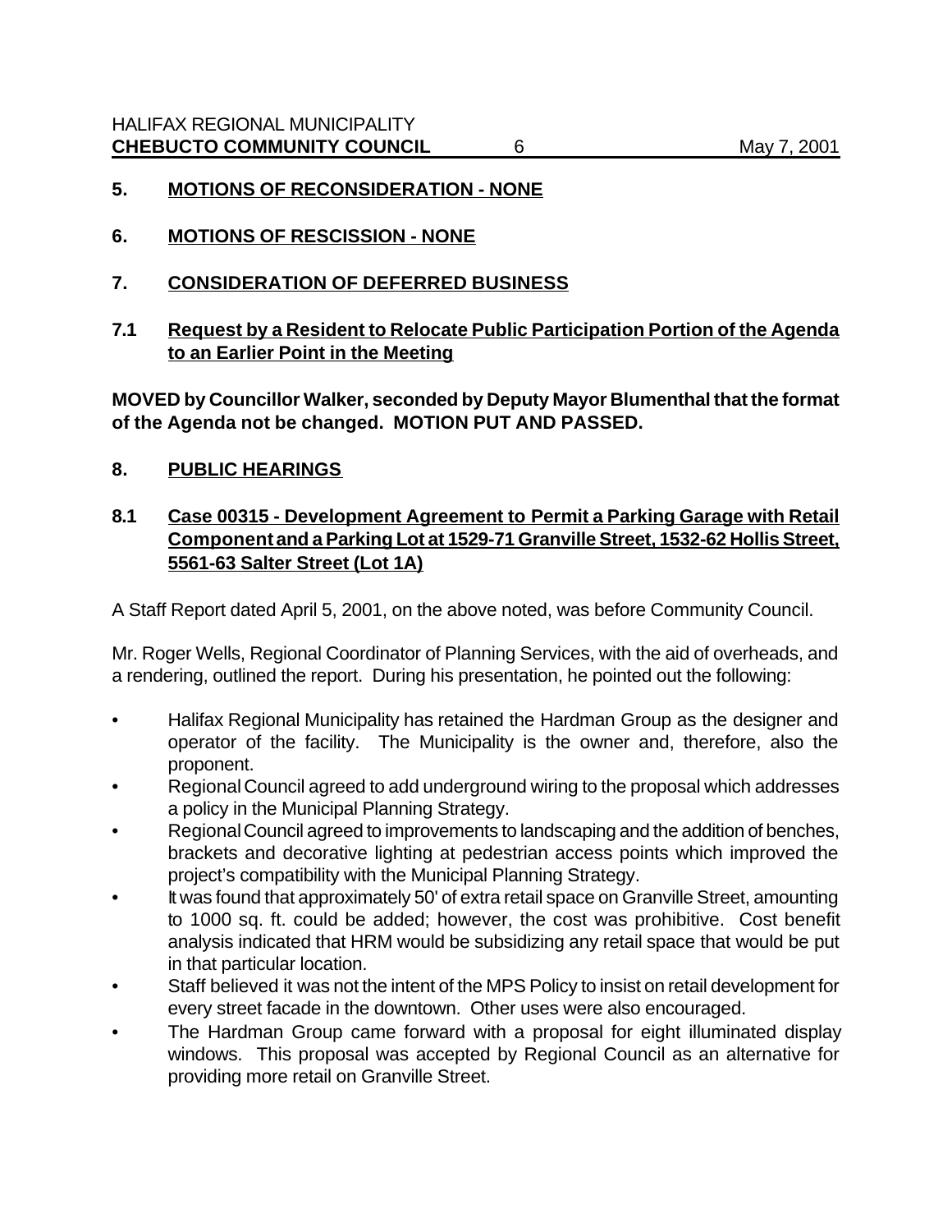## 5. MOTIONS OF RECONSIDERATION - NONE

## 6. MOTIONS OF RESCISSION - NONE

## 7. CONSIDERATION OF DEFERRED BUSINESS

### 7.1 Request by a Resident to Relocate Public Participation Portion of the Agenda to an Earlier Point in the Meeting

**MOVED by Councillor Walker, seconded by Deputy Mayor Blumenthal that the format of the Agenda not be changed. MOTION PUT AND PASSED.**

## 8. PUBLIC HEARINGS

### 8.1 Case 00315 - Development Agreement to Permit a Parking Garage with Retail Component and a Parking Lot at 1529-71 Granville Street, 1532-62 Hollis Street, 5561-63 Salter Street (Lot 1A)

A Staff Report dated April 5, 2001, on the above noted, was before Community Council.

Mr. Roger Wells, Regional Coordinator of Planning Services, with the aid of overheads, and a rendering, outlined the report. During his presentation, he pointed out the following:

- Halifax Regional Municipality has retained the Hardman Group as the designer and operator of the facility. The Municipality is the owner and, therefore, also the proponent.
- Regional Council agreed to add underground wiring to the proposal which addresses a policy in the Municipal Planning Strategy.
- Regional Council agreed to improvements to landscaping and the addition of benches, brackets and decorative lighting at pedestrian access points which improved the project's compatibility with the Municipal Planning Strategy.
- It was found that approximately 50' of extra retail space on Granville Street, amounting to 1000 sq. ft. could be added; however, the cost was prohibitive. Cost benefit analysis indicated that HRM would be subsidizing any retail space that would be put in that particular location.
- Staff believed it was not the intent of the MPS Policy to insist on retail development for every street facade in the downtown. Other uses were also encouraged.
- The Hardman Group came forward with a proposal for eight illuminated display windows. This proposal was accepted by Regional Council as an alternative for providing more retail on Granville Street.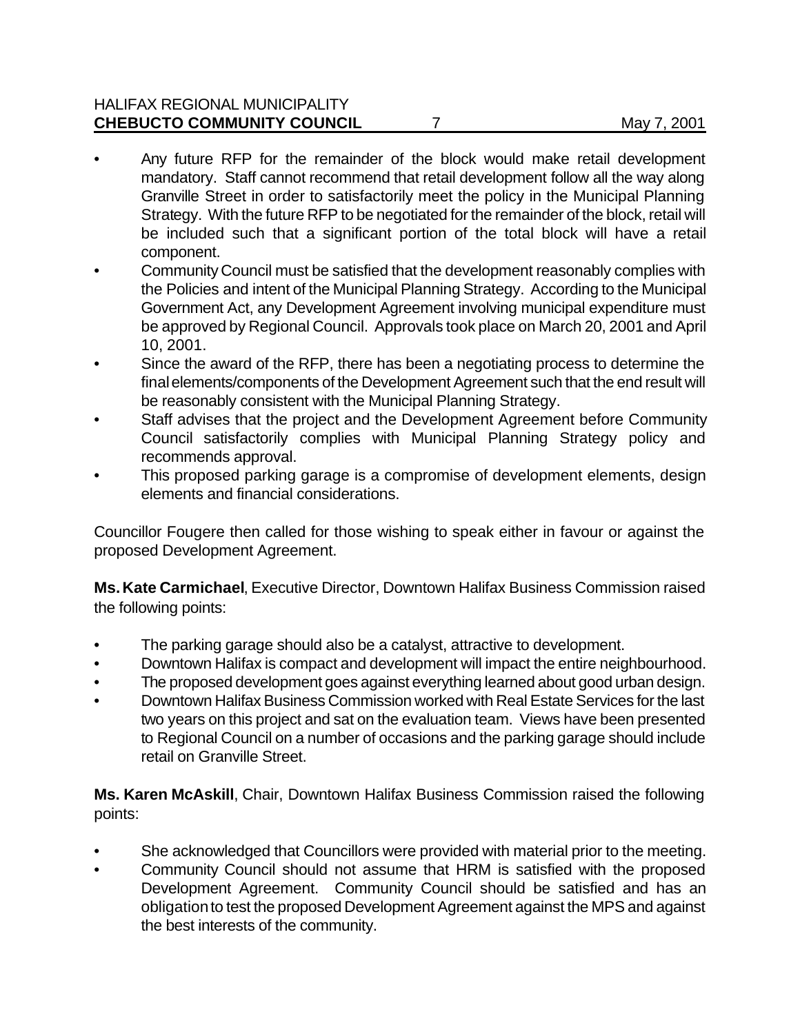- Any future RFP for the remainder of the block would make retail development mandatory. Staff cannot recommend that retail development follow all the way along Granville Street in order to satisfactorily meet the policy in the Municipal Planning Strategy. With the future RFP to be negotiated for the remainder of the block, retail will be included such that a significant portion of the total block will have a retail component.
- Community Council must be satisfied that the development reasonably complies with the Policies and intent of the Municipal Planning Strategy. According to the Municipal Government Act, any Development Agreement involving municipal expenditure must be approved by Regional Council. Approvals took place on March 20, 2001 and April 10, 2001.
- Since the award of the RFP, there has been a negotiating process to determine the final elements/components of the Development Agreement such that the end result will be reasonably consistent with the Municipal Planning Strategy.
- Staff advises that the project and the Development Agreement before Community Council satisfactorily complies with Municipal Planning Strategy policy and recommends approval.
- This proposed parking garage is a compromise of development elements, design elements and financial considerations.

Councillor Fougere then called for those wishing to speak either in favour or against the proposed Development Agreement.

**Ms. Kate Carmichael**, Executive Director, Downtown Halifax Business Commission raised the following points:

- The parking garage should also be a catalyst, attractive to development.
- Downtown Halifax is compact and development will impact the entire neighbourhood.
- The proposed development goes against everything learned about good urban design.
- Downtown Halifax Business Commission worked with Real Estate Services for the last two years on this project and sat on the evaluation team. Views have been presented to Regional Council on a number of occasions and the parking garage should include retail on Granville Street.

**Ms. Karen McAskill**, Chair, Downtown Halifax Business Commission raised the following points:

- She acknowledged that Councillors were provided with material prior to the meeting.
- Community Council should not assume that HRM is satisfied with the proposed Development Agreement. Community Council should be satisfied and has an obligation to test the proposed Development Agreement against the MPS and against the best interests of the community.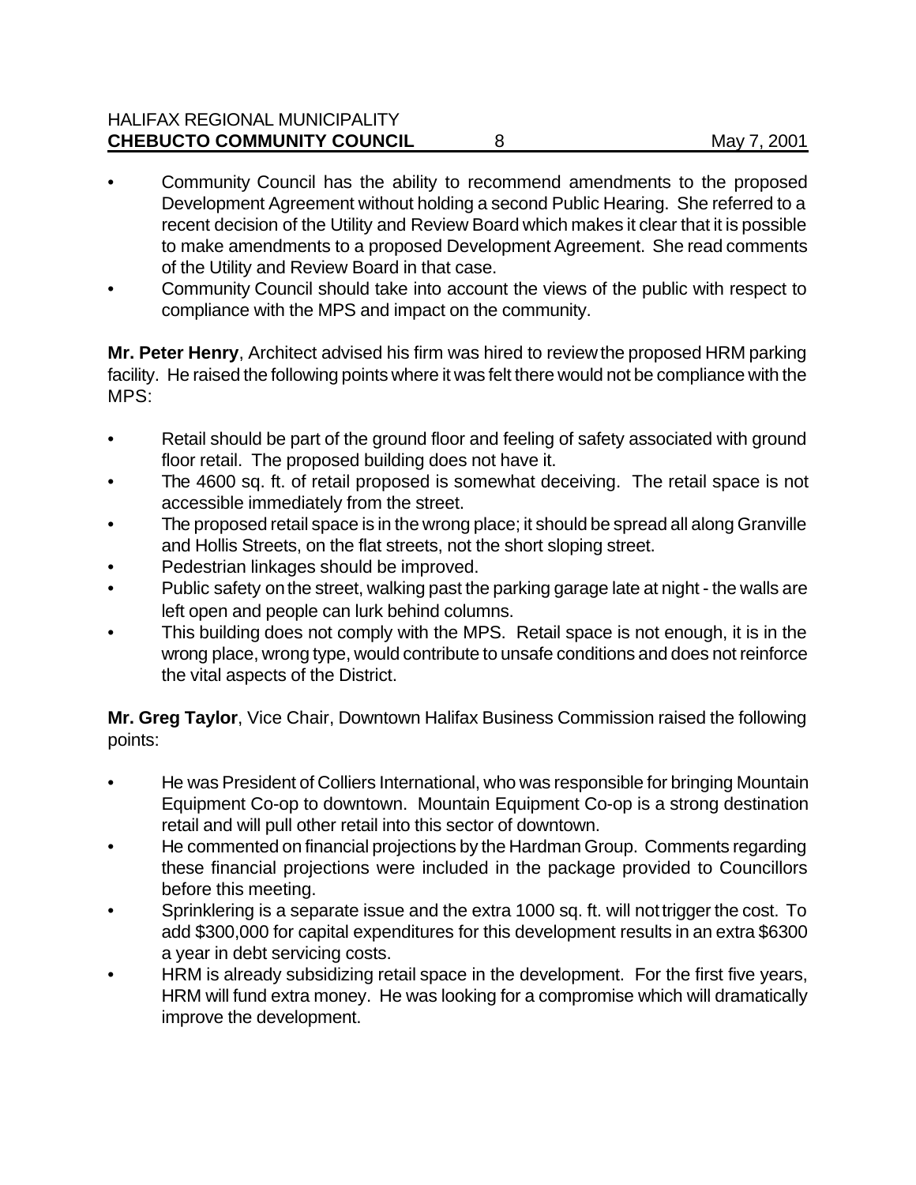- Community Council has the ability to recommend amendments to the proposed Development Agreement without holding a second Public Hearing. She referred to a recent decision of the Utility and Review Board which makes it clear that it is possible to make amendments to a proposed Development Agreement. She read comments of the Utility and Review Board in that case.
- Community Council should take into account the views of the public with respect to compliance with the MPS and impact on the community.

**Mr. Peter Henry**, Architect advised his firm was hired to review the proposed HRM parking facility. He raised the following points where it was felt there would not be compliance with the MPS:

- Retail should be part of the ground floor and feeling of safety associated with ground floor retail. The proposed building does not have it.
- The 4600 sq. ft. of retail proposed is somewhat deceiving. The retail space is not accessible immediately from the street.
- The proposed retail space is in the wrong place; it should be spread all along Granville and Hollis Streets, on the flat streets, not the short sloping street.
- Pedestrian linkages should be improved.
- Public safety on the street, walking past the parking garage late at night - the walls are left open and people can lurk behind columns.
- This building does not comply with the MPS. Retail space is not enough, it is in the wrong place, wrong type, would contribute to unsafe conditions and does not reinforce the vital aspects of the District.

**Mr. Greg Taylor**, Vice Chair, Downtown Halifax Business Commission raised the following points:

- He was President of Colliers International, who was responsible for bringing Mountain Equipment Co-op to downtown. Mountain Equipment Co-op is a strong destination retail and will pull other retail into this sector of downtown.
- He commented on financial projections by the Hardman Group. Comments regarding these financial projections were included in the package provided to Councillors before this meeting.
- Sprinklering is a separate issue and the extra 1000 sq. ft. will not trigger the cost. To add $300,000 for capital expenditures for this development results in an extra $6300 a year in debt servicing costs.
- HRM is already subsidizing retail space in the development. For the first five years, HRM will fund extra money. He was looking for a compromise which will dramatically improve the development.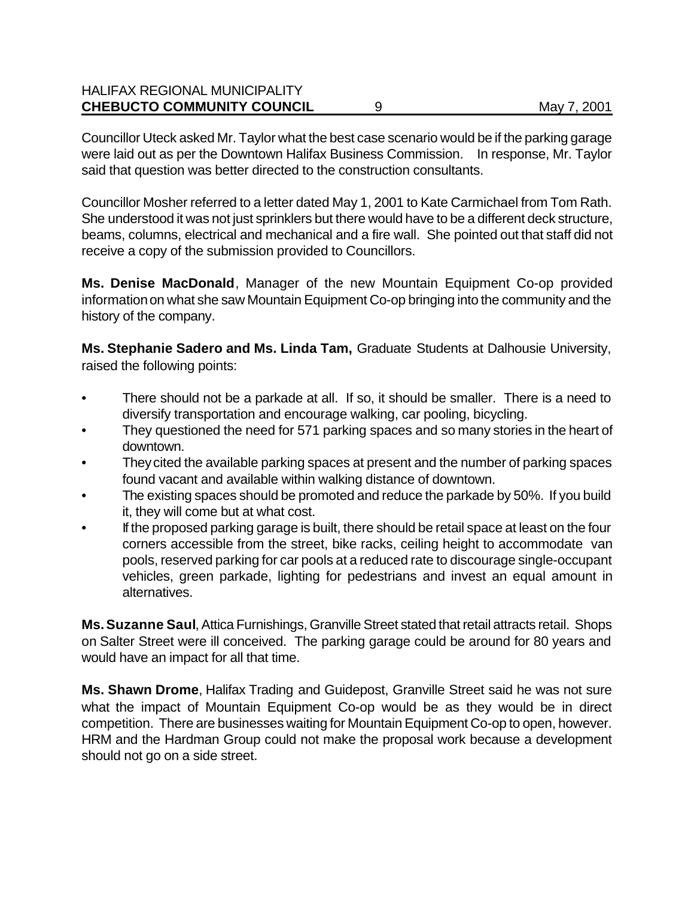Councillor Uteck asked Mr. Taylor what the best case scenario would be if the parking garage were laid out as per the Downtown Halifax Business Commission. In response, Mr. Taylor said that question was better directed to the construction consultants.

Councillor Mosher referred to a letter dated May 1, 2001 to Kate Carmichael from Tom Rath. She understood it was not just sprinklers but there would have to be a different deck structure, beams, columns, electrical and mechanical and a fire wall. She pointed out that staff did not receive a copy of the submission provided to Councillors.

**Ms. Denise MacDonald**, Manager of the new Mountain Equipment Co-op provided information on what she saw Mountain Equipment Co-op bringing into the community and the history of the company.

**Ms. Stephanie Sadero and Ms. Linda Tam,** Graduate Students at Dalhousie University, raised the following points:

- There should not be a parkade at all. If so, it should be smaller. There is a need to diversify transportation and encourage walking, car pooling, bicycling.
- They questioned the need for 571 parking spaces and so many stories in the heart of downtown.
- They cited the available parking spaces at present and the number of parking spaces found vacant and available within walking distance of downtown.
- The existing spaces should be promoted and reduce the parkade by 50%. If you build it, they will come but at what cost.
- If the proposed parking garage is built, there should be retail space at least on the four corners accessible from the street, bike racks, ceiling height to accommodate van pools, reserved parking for car pools at a reduced rate to discourage single-occupant vehicles, green parkade, lighting for pedestrians and invest an equal amount in alternatives.

**Ms. Suzanne Saul**, Attica Furnishings, Granville Street stated that retail attracts retail. Shops on Salter Street were ill conceived. The parking garage could be around for 80 years and would have an impact for all that time.

**Ms. Shawn Drome**, Halifax Trading and Guidepost, Granville Street said he was not sure what the impact of Mountain Equipment Co-op would be as they would be in direct competition. There are businesses waiting for Mountain Equipment Co-op to open, however. HRM and the Hardman Group could not make the proposal work because a development should not go on a side street.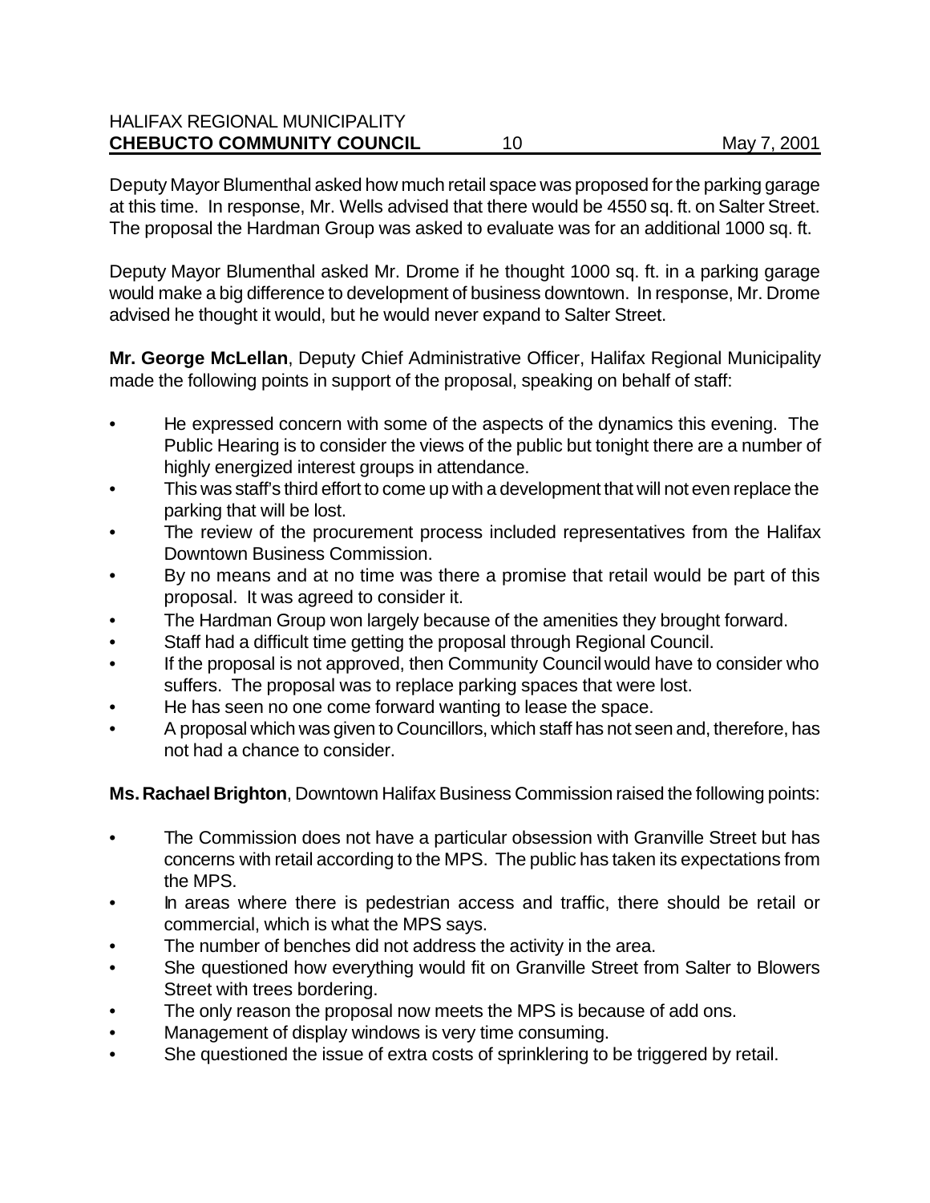Deputy Mayor Blumenthal asked how much retail space was proposed for the parking garage at this time. In response, Mr. Wells advised that there would be 4550 sq. ft. on Salter Street. The proposal the Hardman Group was asked to evaluate was for an additional 1000 sq. ft.

Deputy Mayor Blumenthal asked Mr. Drome if he thought 1000 sq. ft. in a parking garage would make a big difference to development of business downtown. In response, Mr. Drome advised he thought it would, but he would never expand to Salter Street.

**Mr. George McLellan**, Deputy Chief Administrative Officer, Halifax Regional Municipality made the following points in support of the proposal, speaking on behalf of staff:

- He expressed concern with some of the aspects of the dynamics this evening. The Public Hearing is to consider the views of the public but tonight there are a number of highly energized interest groups in attendance.
- This was staff's third effort to come up with a development that will not even replace the parking that will be lost.
- The review of the procurement process included representatives from the Halifax Downtown Business Commission.
- By no means and at no time was there a promise that retail would be part of this proposal. It was agreed to consider it.
- The Hardman Group won largely because of the amenities they brought forward.
- Staff had a difficult time getting the proposal through Regional Council.
- If the proposal is not approved, then Community Council would have to consider who suffers. The proposal was to replace parking spaces that were lost.
- He has seen no one come forward wanting to lease the space.
- A proposal which was given to Councillors, which staff has not seen and, therefore, has not had a chance to consider.

**Ms. Rachael Brighton**, Downtown Halifax Business Commission raised the following points:

- The Commission does not have a particular obsession with Granville Street but has concerns with retail according to the MPS. The public has taken its expectations from the MPS.
- In areas where there is pedestrian access and traffic, there should be retail or commercial, which is what the MPS says.
- The number of benches did not address the activity in the area.
- She questioned how everything would fit on Granville Street from Salter to Blowers Street with trees bordering.
- The only reason the proposal now meets the MPS is because of add ons.
- Management of display windows is very time consuming.
- She questioned the issue of extra costs of sprinklering to be triggered by retail.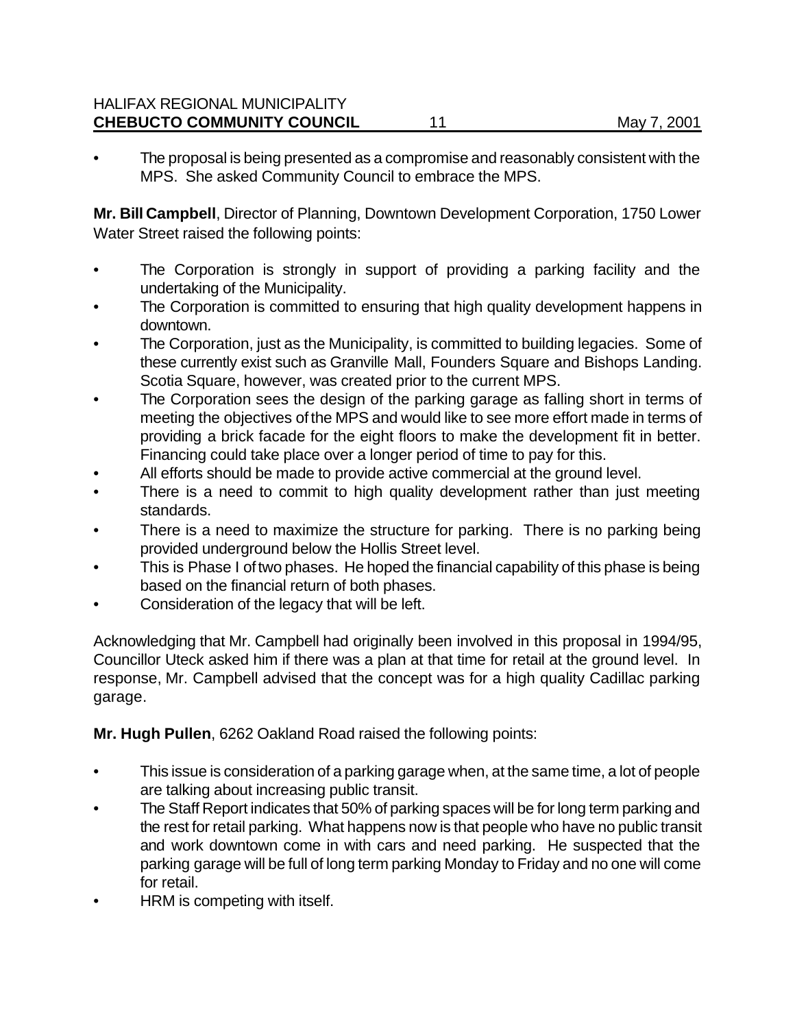- The proposal is being presented as a compromise and reasonably consistent with the MPS. She asked Community Council to embrace the MPS.

**Mr. Bill Campbell**, Director of Planning, Downtown Development Corporation, 1750 Lower Water Street raised the following points:

- The Corporation is strongly in support of providing a parking facility and the undertaking of the Municipality.
- The Corporation is committed to ensuring that high quality development happens in downtown.
- The Corporation, just as the Municipality, is committed to building legacies. Some of these currently exist such as Granville Mall, Founders Square and Bishops Landing. Scotia Square, however, was created prior to the current MPS.
- The Corporation sees the design of the parking garage as falling short in terms of meeting the objectives of the MPS and would like to see more effort made in terms of providing a brick facade for the eight floors to make the development fit in better. Financing could take place over a longer period of time to pay for this.
- All efforts should be made to provide active commercial at the ground level.
- There is a need to commit to high quality development rather than just meeting standards.
- There is a need to maximize the structure for parking. There is no parking being provided underground below the Hollis Street level.
- This is Phase I of two phases. He hoped the financial capability of this phase is being based on the financial return of both phases.
- Consideration of the legacy that will be left.

Acknowledging that Mr. Campbell had originally been involved in this proposal in 1994/95, Councillor Uteck asked him if there was a plan at that time for retail at the ground level. In response, Mr. Campbell advised that the concept was for a high quality Cadillac parking garage.

**Mr. Hugh Pullen**, 6262 Oakland Road raised the following points:

- This issue is consideration of a parking garage when, at the same time, a lot of people are talking about increasing public transit.
- The Staff Report indicates that 50% of parking spaces will be for long term parking and the rest for retail parking. What happens now is that people who have no public transit and work downtown come in with cars and need parking. He suspected that the parking garage will be full of long term parking Monday to Friday and no one will come for retail.
- HRM is competing with itself.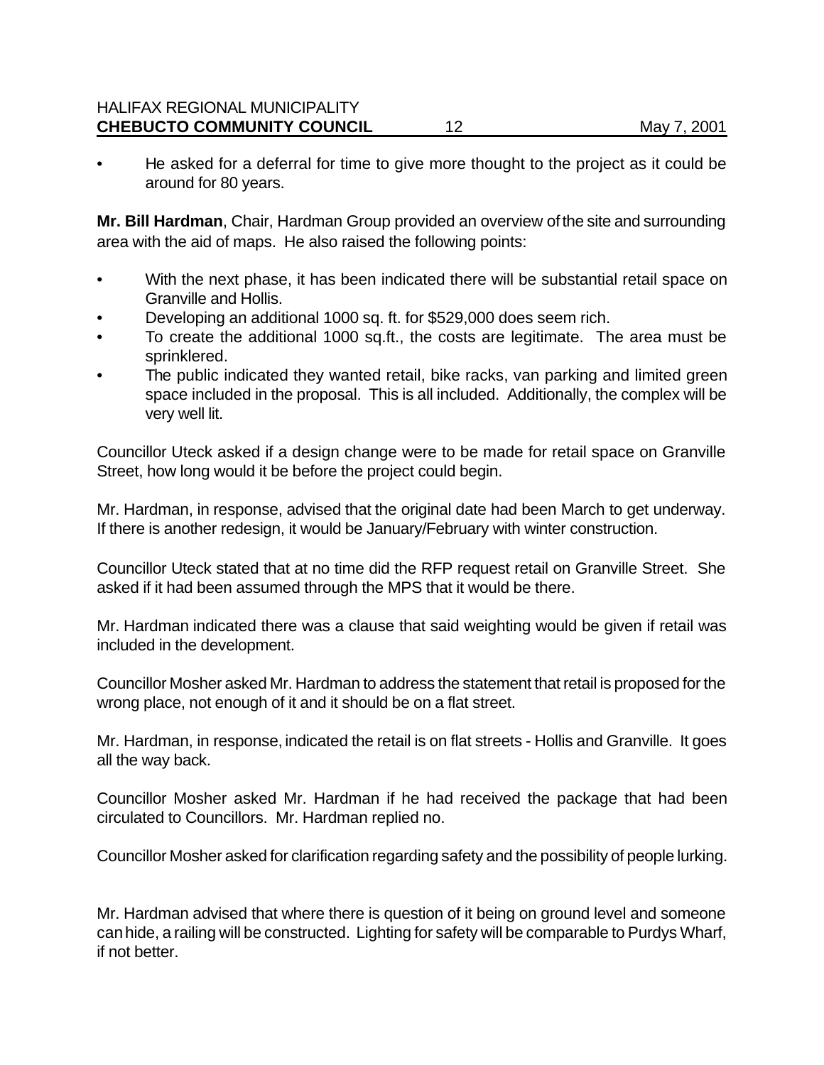- He asked for a deferral for time to give more thought to the project as it could be around for 80 years.

**Mr. Bill Hardman**, Chair, Hardman Group provided an overview of the site and surrounding area with the aid of maps. He also raised the following points:

- With the next phase, it has been indicated there will be substantial retail space on Granville and Hollis.
- Developing an additional 1000 sq. ft. for $529,000 does seem rich.
- To create the additional 1000 sq.ft., the costs are legitimate. The area must be sprinklered.
- The public indicated they wanted retail, bike racks, van parking and limited green space included in the proposal. This is all included. Additionally, the complex will be very well lit.

Councillor Uteck asked if a design change were to be made for retail space on Granville Street, how long would it be before the project could begin.

Mr. Hardman, in response, advised that the original date had been March to get underway. If there is another redesign, it would be January/February with winter construction.

Councillor Uteck stated that at no time did the RFP request retail on Granville Street. She asked if it had been assumed through the MPS that it would be there.

Mr. Hardman indicated there was a clause that said weighting would be given if retail was included in the development.

Councillor Mosher asked Mr. Hardman to address the statement that retail is proposed for the wrong place, not enough of it and it should be on a flat street.

Mr. Hardman, in response, indicated the retail is on flat streets - Hollis and Granville. It goes all the way back.

Councillor Mosher asked Mr. Hardman if he had received the package that had been circulated to Councillors. Mr. Hardman replied no.

Councillor Mosher asked for clarification regarding safety and the possibility of people lurking.

Mr. Hardman advised that where there is question of it being on ground level and someone can hide, a railing will be constructed. Lighting for safety will be comparable to Purdys Wharf, if not better.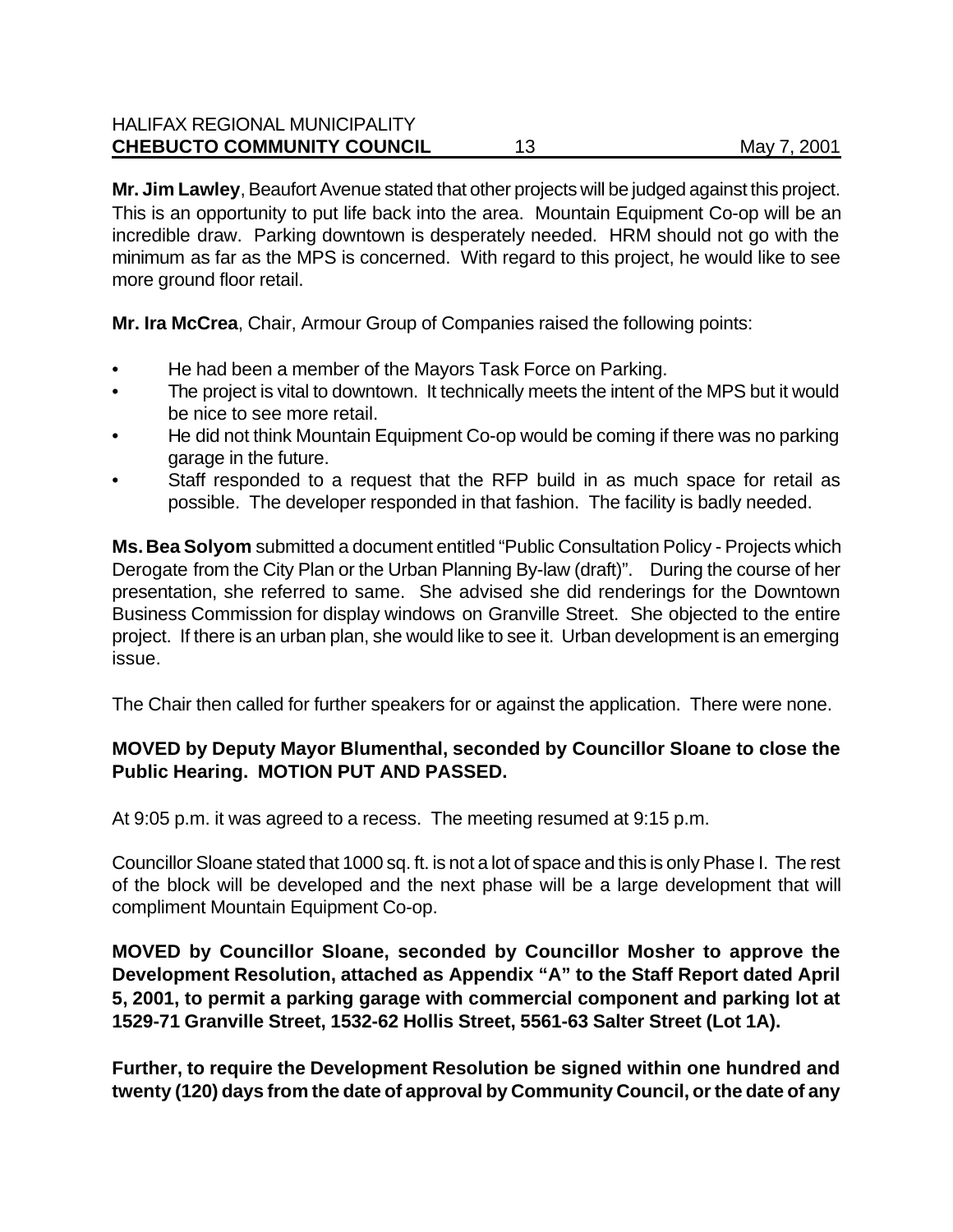**Mr. Jim Lawley**, Beaufort Avenue stated that other projects will be judged against this project. This is an opportunity to put life back into the area. Mountain Equipment Co-op will be an incredible draw. Parking downtown is desperately needed. HRM should not go with the minimum as far as the MPS is concerned. With regard to this project, he would like to see more ground floor retail.

**Mr. Ira McCrea**, Chair, Armour Group of Companies raised the following points:

- He had been a member of the Mayors Task Force on Parking.
- The project is vital to downtown. It technically meets the intent of the MPS but it would be nice to see more retail.
- He did not think Mountain Equipment Co-op would be coming if there was no parking garage in the future.
- Staff responded to a request that the RFP build in as much space for retail as possible. The developer responded in that fashion. The facility is badly needed.

**Ms. Bea Solyom** submitted a document entitled "Public Consultation Policy - Projects which Derogate from the City Plan or the Urban Planning By-law (draft)". During the course of her presentation, she referred to same. She advised she did renderings for the Downtown Business Commission for display windows on Granville Street. She objected to the entire project. If there is an urban plan, she would like to see it. Urban development is an emerging issue.

The Chair then called for further speakers for or against the application. There were none.

**MOVED by Deputy Mayor Blumenthal, seconded by Councillor Sloane to close the Public Hearing. MOTION PUT AND PASSED.**

At 9:05 p.m. it was agreed to a recess. The meeting resumed at 9:15 p.m.

Councillor Sloane stated that 1000 sq. ft. is not a lot of space and this is only Phase I. The rest of the block will be developed and the next phase will be a large development that will compliment Mountain Equipment Co-op.

**MOVED by Councillor Sloane, seconded by Councillor Mosher to approve the Development Resolution, attached as Appendix "A" to the Staff Report dated April 5, 2001, to permit a parking garage with commercial component and parking lot at 1529-71 Granville Street, 1532-62 Hollis Street, 5561-63 Salter Street (Lot 1A).**

**Further, to require the Development Resolution be signed within one hundred and twenty (120) days from the date of approval by Community Council, or the date of any**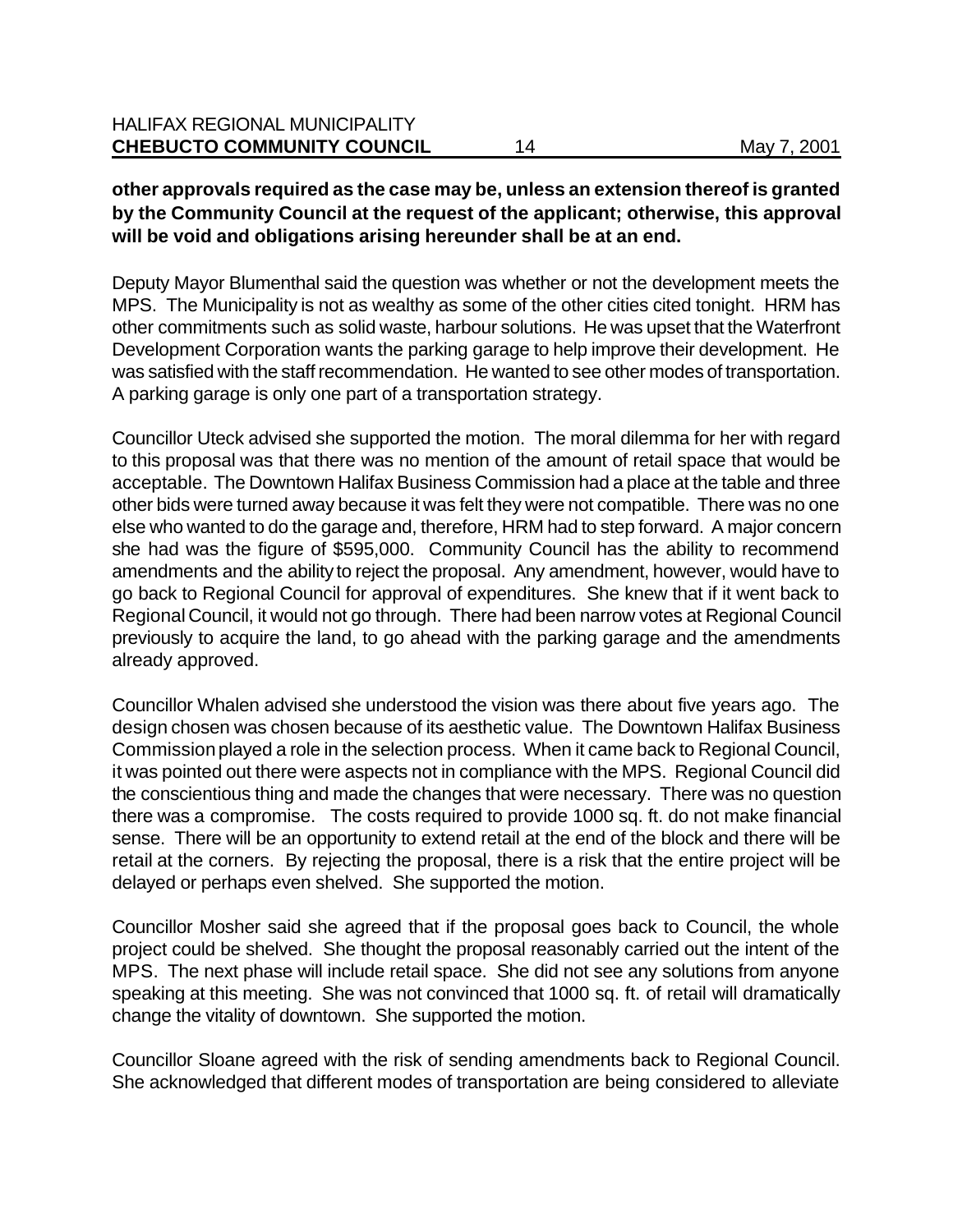**other approvals required as the case may be, unless an extension thereof is granted by the Community Council at the request of the applicant; otherwise, this approval will be void and obligations arising hereunder shall be at an end.**

Deputy Mayor Blumenthal said the question was whether or not the development meets the MPS. The Municipality is not as wealthy as some of the other cities cited tonight. HRM has other commitments such as solid waste, harbour solutions. He was upset that the Waterfront Development Corporation wants the parking garage to help improve their development. He was satisfied with the staff recommendation. He wanted to see other modes of transportation. A parking garage is only one part of a transportation strategy.

Councillor Uteck advised she supported the motion. The moral dilemma for her with regard to this proposal was that there was no mention of the amount of retail space that would be acceptable. The Downtown Halifax Business Commission had a place at the table and three other bids were turned away because it was felt they were not compatible. There was no one else who wanted to do the garage and, therefore, HRM had to step forward. A major concern she had was the figure of $595,000. Community Council has the ability to recommend amendments and the ability to reject the proposal. Any amendment, however, would have to go back to Regional Council for approval of expenditures. She knew that if it went back to Regional Council, it would not go through. There had been narrow votes at Regional Council previously to acquire the land, to go ahead with the parking garage and the amendments already approved.

Councillor Whalen advised she understood the vision was there about five years ago. The design chosen was chosen because of its aesthetic value. The Downtown Halifax Business Commission played a role in the selection process. When it came back to Regional Council, it was pointed out there were aspects not in compliance with the MPS. Regional Council did the conscientious thing and made the changes that were necessary. There was no question there was a compromise. The costs required to provide 1000 sq. ft. do not make financial sense. There will be an opportunity to extend retail at the end of the block and there will be retail at the corners. By rejecting the proposal, there is a risk that the entire project will be delayed or perhaps even shelved. She supported the motion.

Councillor Mosher said she agreed that if the proposal goes back to Council, the whole project could be shelved. She thought the proposal reasonably carried out the intent of the MPS. The next phase will include retail space. She did not see any solutions from anyone speaking at this meeting. She was not convinced that 1000 sq. ft. of retail will dramatically change the vitality of downtown. She supported the motion.

Councillor Sloane agreed with the risk of sending amendments back to Regional Council. She acknowledged that different modes of transportation are being considered to alleviate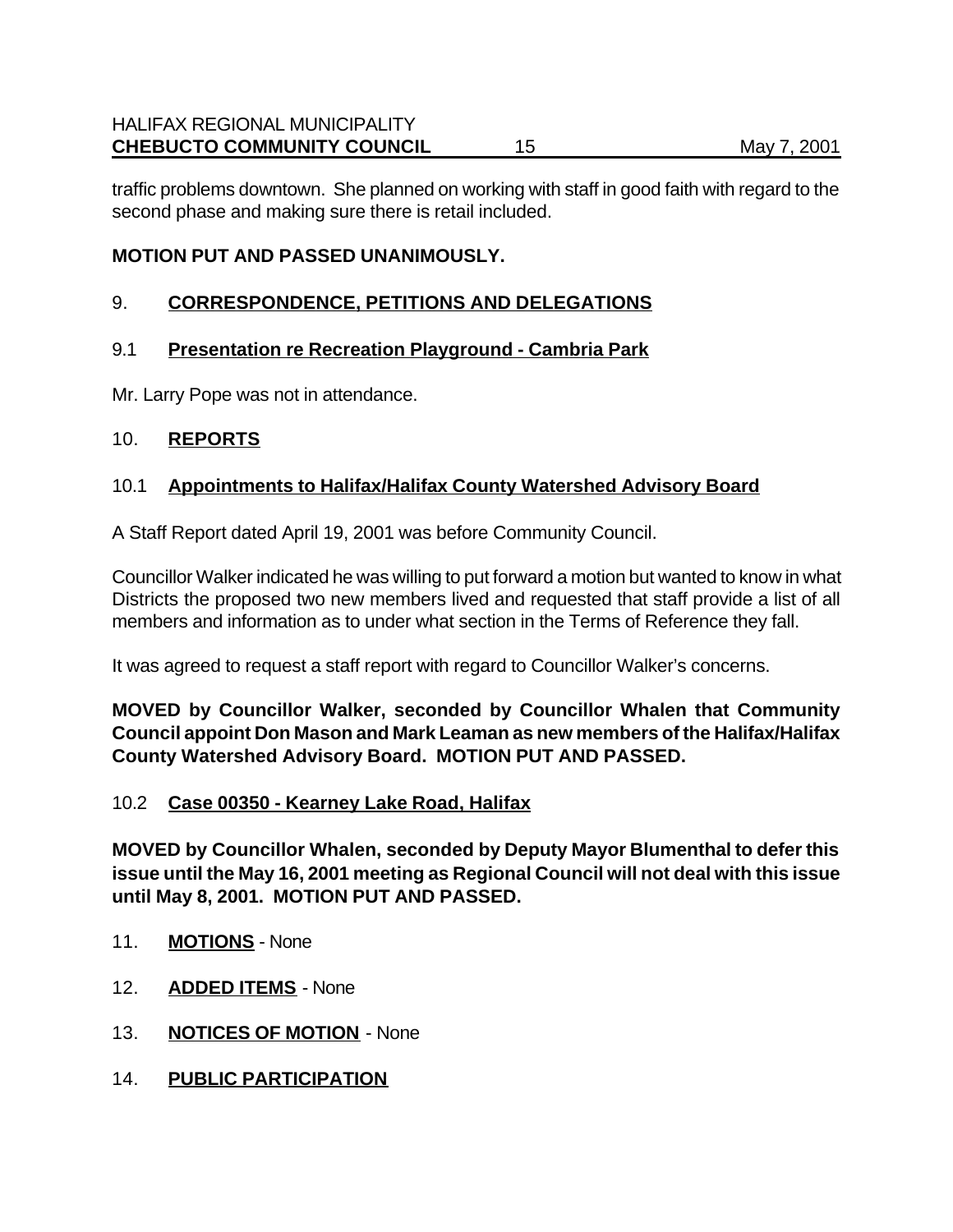traffic problems downtown. She planned on working with staff in good faith with regard to the second phase and making sure there is retail included.

**MOTION PUT AND PASSED UNANIMOUSLY.**

## 9. CORRESPONDENCE, PETITIONS AND DELEGATIONS

### 9.1 Presentation re Recreation Playground - Cambria Park

Mr. Larry Pope was not in attendance.

## 10. REPORTS

### 10.1 Appointments to Halifax/Halifax County Watershed Advisory Board

A Staff Report dated April 19, 2001 was before Community Council.

Councillor Walker indicated he was willing to put forward a motion but wanted to know in what Districts the proposed two new members lived and requested that staff provide a list of all members and information as to under what section in the Terms of Reference they fall.

It was agreed to request a staff report with regard to Councillor Walker's concerns.

**MOVED by Councillor Walker, seconded by Councillor Whalen that Community Council appoint Don Mason and Mark Leaman as new members of the Halifax/Halifax County Watershed Advisory Board. MOTION PUT AND PASSED.**

### 10.2 Case 00350 - Kearney Lake Road, Halifax

**MOVED by Councillor Whalen, seconded by Deputy Mayor Blumenthal to defer this issue until the May 16, 2001 meeting as Regional Council will not deal with this issue until May 8, 2001. MOTION PUT AND PASSED.**

## 11. MOTIONS - None

## 12. ADDED ITEMS - None

## 13. NOTICES OF MOTION - None

## 14. PUBLIC PARTICIPATION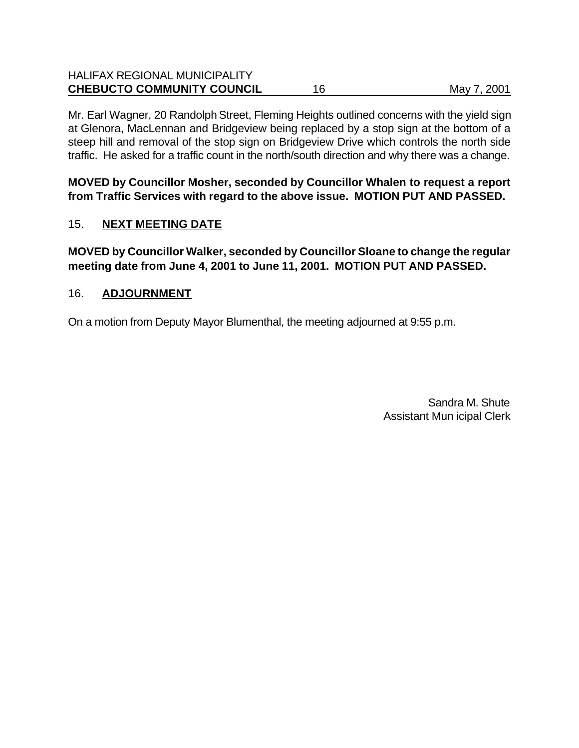Mr. Earl Wagner, 20 Randolph Street, Fleming Heights outlined concerns with the yield sign at Glenora, MacLennan and Bridgeview being replaced by a stop sign at the bottom of a steep hill and removal of the stop sign on Bridgeview Drive which controls the north side traffic. He asked for a traffic count in the north/south direction and why there was a change.

**MOVED by Councillor Mosher, seconded by Councillor Whalen to request a report from Traffic Services with regard to the above issue. MOTION PUT AND PASSED.**

## 15. NEXT MEETING DATE

**MOVED by Councillor Walker, seconded by Councillor Sloane to change the regular meeting date from June 4, 2001 to June 11, 2001. MOTION PUT AND PASSED.**

## 16. ADJOURNMENT

On a motion from Deputy Mayor Blumenthal, the meeting adjourned at 9:55 p.m.

Sandra M. Shute
Assistant Mun icipal Clerk